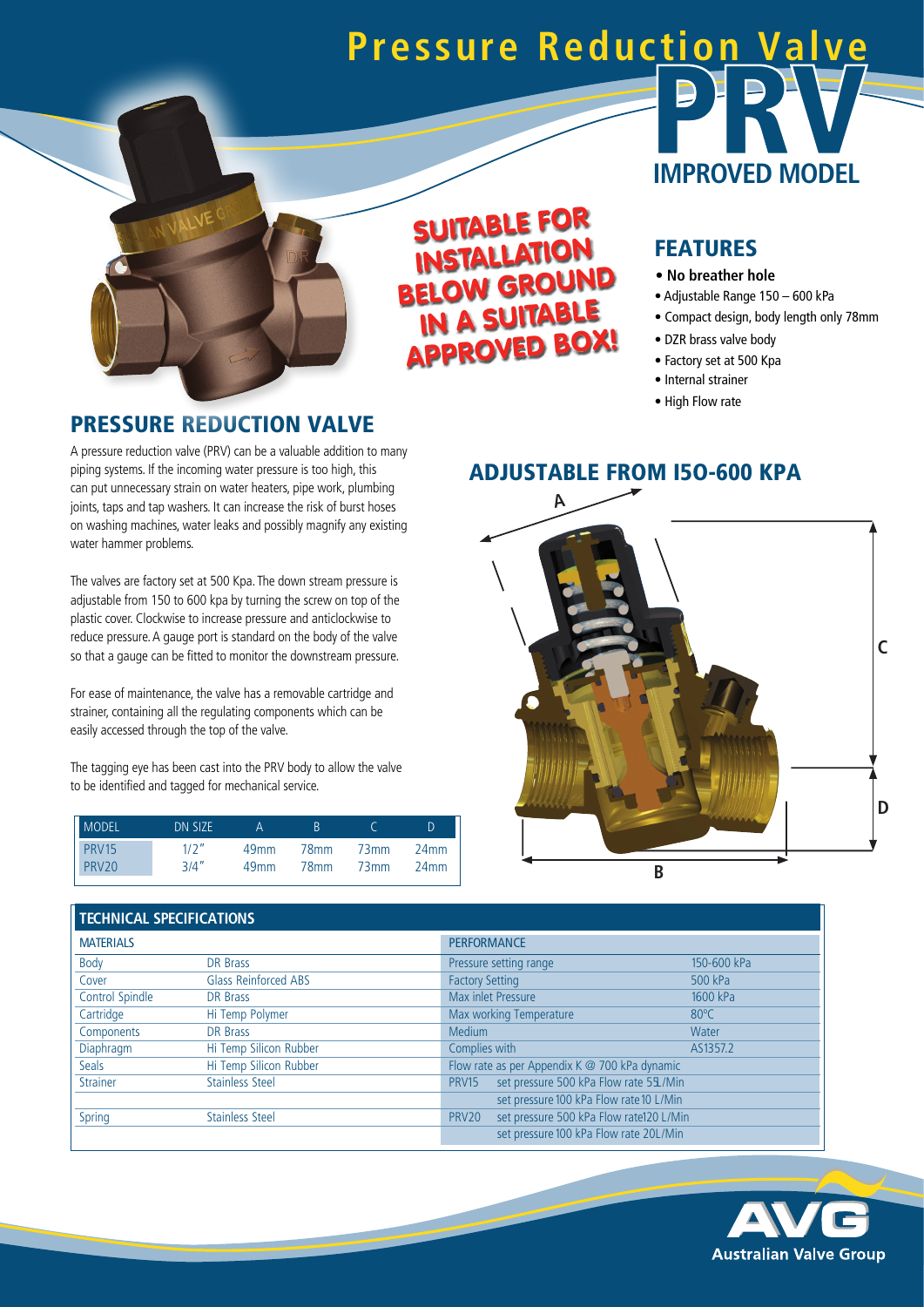# Pressure Reduction Valve

# PRV

**IMPROVED MODEL**

**SUITABLE FOR INSTALLATION BELOW GROUND IN A SUITABLE APPROVED BOX!**

## FEATURES

- **No breather hole**
- Adjustable Range 150 – 600 kPa
- Compact design, body length only 78mm
- DZR brass valve body
- Factory set at 500 Kpa
- Internal strainer
- High Flow rate

## PRESSURE REDUCTION VALVE

A pressure reduction valve (PRV) can be a valuable addition to many piping systems. If the incoming water pressure is too high, this can put unnecessary strain on water heaters, pipe work, plumbing joints, taps and tap washers. It can increase the risk of burst hoses on washing machines, water leaks and possibly magnify any existing water hammer problems.

The valves are factory set at 500 Kpa. The down stream pressure is adjustable from 150 to 600 kpa by turning the screw on top of the plastic cover. Clockwise to increase pressure and anticlockwise to reduce pressure. A gauge port is standard on the body of the valve so that a gauge can be fitted to monitor the downstream pressure.

For ease of maintenance, the valve has a removable cartridge and strainer, containing all the regulating components which can be easily accessed through the top of the valve.

The tagging eye has been cast into the PRV body to allow the valve to be identified and tagged for mechanical service.

| MODEL | DN SIZE | A | B | C | D |
|---|---|---|---|---|---|
| PRV15 | 1/2" | 49mm | 78mm | 73mm | 24mm |
| PRV20 | 3/4" | 49mm | 78mm | 73mm | 24mm |

## ADJUSTABLE FROM 150-600 KPA

## TECHNICAL SPECIFICATIONS

| MATERIALS | | PERFORMANCE | |
|---|---|---|---|
| Body | DR Brass | Pressure setting range | 150-600 kPa |
| Cover | Glass Reinforced ABS | Factory Setting | 500 kPa |
| Control Spindle | DR Brass | Max inlet Pressure | 1600 kPa |
| Cartridge | Hi Temp Polymer | Max working Temperature | 80°C |
| Components | DR Brass | Medium | Water |
| Diaphragm | Hi Temp Silicon Rubber | Complies with | AS1357.2 |
| Seals | Hi Temp Silicon Rubber | Flow rate as per Appendix K @ 700 kPa dynamic | |
| Strainer | Stainless Steel | PRV15 set pressure 500 kPa Flow rate 5 L/Min | |
| | | set pressure 100 kPa Flow rate 10 L/Min | |
| Spring | Stainless Steel | PRV20 set pressure 500 kPa Flow rate120 L/Min | |
| | | set pressure 100 kPa Flow rate 20L/Min | |

**AVG** Australian Valve Group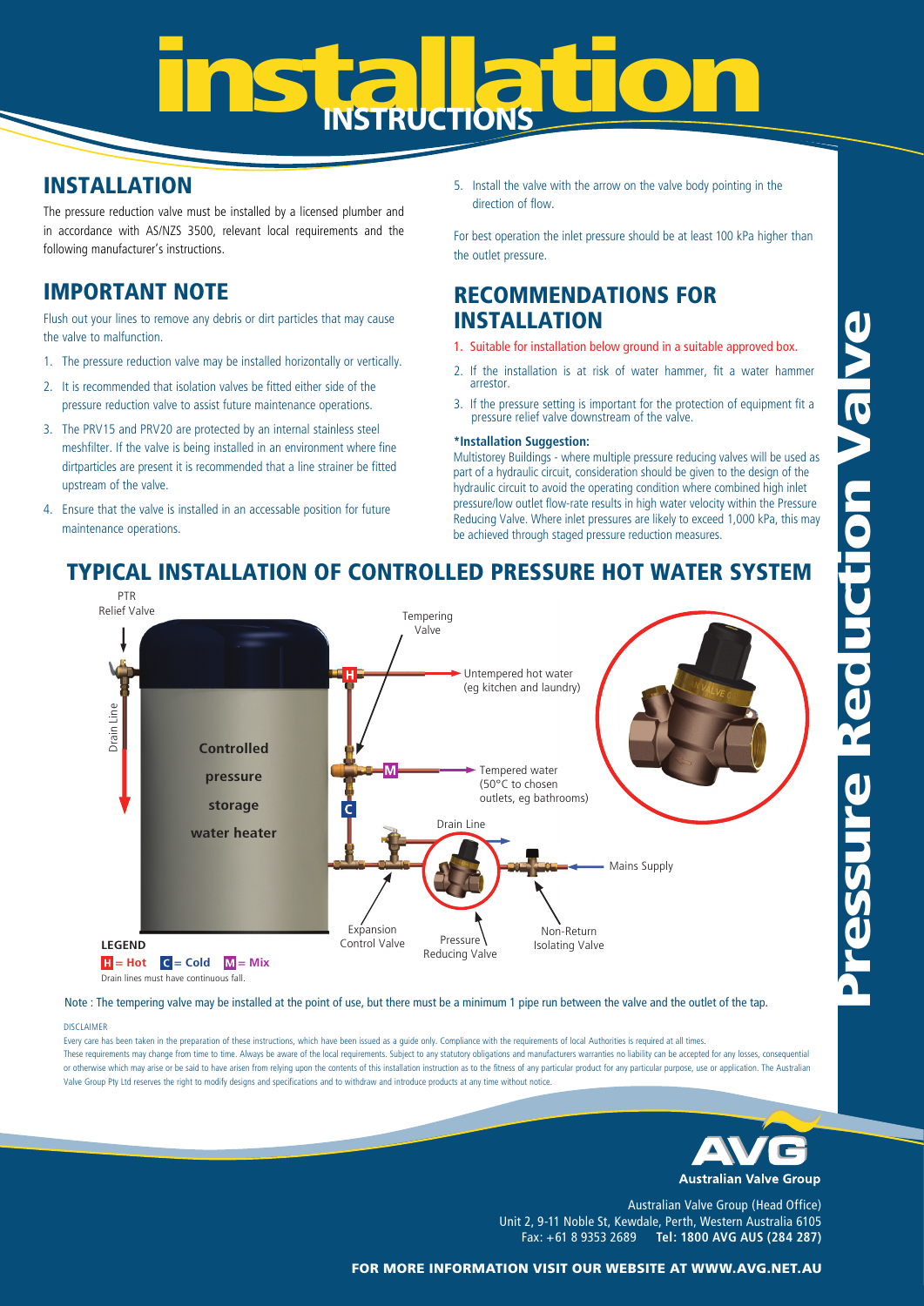# installation INSTRUCTIONS

## INSTALLATION

The pressure reduction valve must be installed by a licensed plumber and in accordance with AS/NZS 3500, relevant local requirements and the following manufacturer's instructions.

## IMPORTANT NOTE

Flush out your lines to remove any debris or dirt particles that may cause the valve to malfunction.

1. The pressure reduction valve may be installed horizontally or vertically.
2. It is recommended that isolation valves be fitted either side of the pressure reduction valve to assist future maintenance operations.
3. The PRV15 and PRV20 are protected by an internal stainless steel meshfilter. If the valve is being installed in an environment where fine dirtparticles are present it is recommended that a line strainer be fitted upstream of the valve.
4. Ensure that the valve is installed in an accessable position for future maintenance operations.
5. Install the valve with the arrow on the valve body pointing in the direction of flow.

For best operation the inlet pressure should be at least 100 kPa higher than the outlet pressure.

## RECOMMENDATIONS FOR INSTALLATION

1. Suitable for installation below ground in a suitable approved box.
2. If the installation is at risk of water hammer, fit a water hammer arrestor.
3. If the pressure setting is important for the protection of equipment fit a pressure relief valve downstream of the valve.

**\*Installation Suggestion:**
Multistorey Buildings - where multiple pressure reducing valves will be used as part of a hydraulic circuit, consideration should be given to the design of the hydraulic circuit to avoid the operating condition where combined high inlet pressure/low outlet flow-rate results in high water velocity within the Pressure Reducing Valve. Where inlet pressures are likely to exceed 1,000 kPa, this may be achieved through staged pressure reduction measures.

## TYPICAL INSTALLATION OF CONTROLLED PRESSURE HOT WATER SYSTEM

PTR Relief Valve

Drain Line

Controlled pressure storage water heater

Tempering Valve

Untempered hot water (eg kitchen and laundry)

Tempered water (50°C to chosen outlets, eg bathrooms)

Drain Line

Mains Supply

Expansion Control Valve

Pressure Reducing Valve

Non-Return Isolating Valve

**LEGEND**
H = Hot  C = Cold  M = Mix
Drain lines must have continuous fall.

Note : The tempering valve may be installed at the point of use, but there must be a minimum 1 pipe run between the valve and the outlet of the tap.

DISCLAIMER
Every care has been taken in the preparation of these instructions, which have been issued as a guide only. Compliance with the requirements of local Authorities is required at all times. These requirements may change from time to time. Always be aware of the local requirements. Subject to any statutory obligations and manufacturers warranties no liability can be accepted for any losses, consequential or otherwise which may arise or be said to have arisen from relying upon the contents of this installation instruction as to the fitness of any particular product for any particular purpose, use or application. The Australian Valve Group Pty Ltd reserves the right to modify designs and specifications and to withdraw and introduce products at any time without notice.

# Pressure Reduction Valve

AVG
Australian Valve Group

Australian Valve Group (Head Office)
Unit 2, 9-11 Noble St, Kewdale, Perth, Western Australia 6105
Fax: +61 8 9353 2689 **Tel: 1800 AVG AUS (284 287)**

**FOR MORE INFORMATION VISIT OUR WEBSITE AT WWW.AVG.NET.AU**